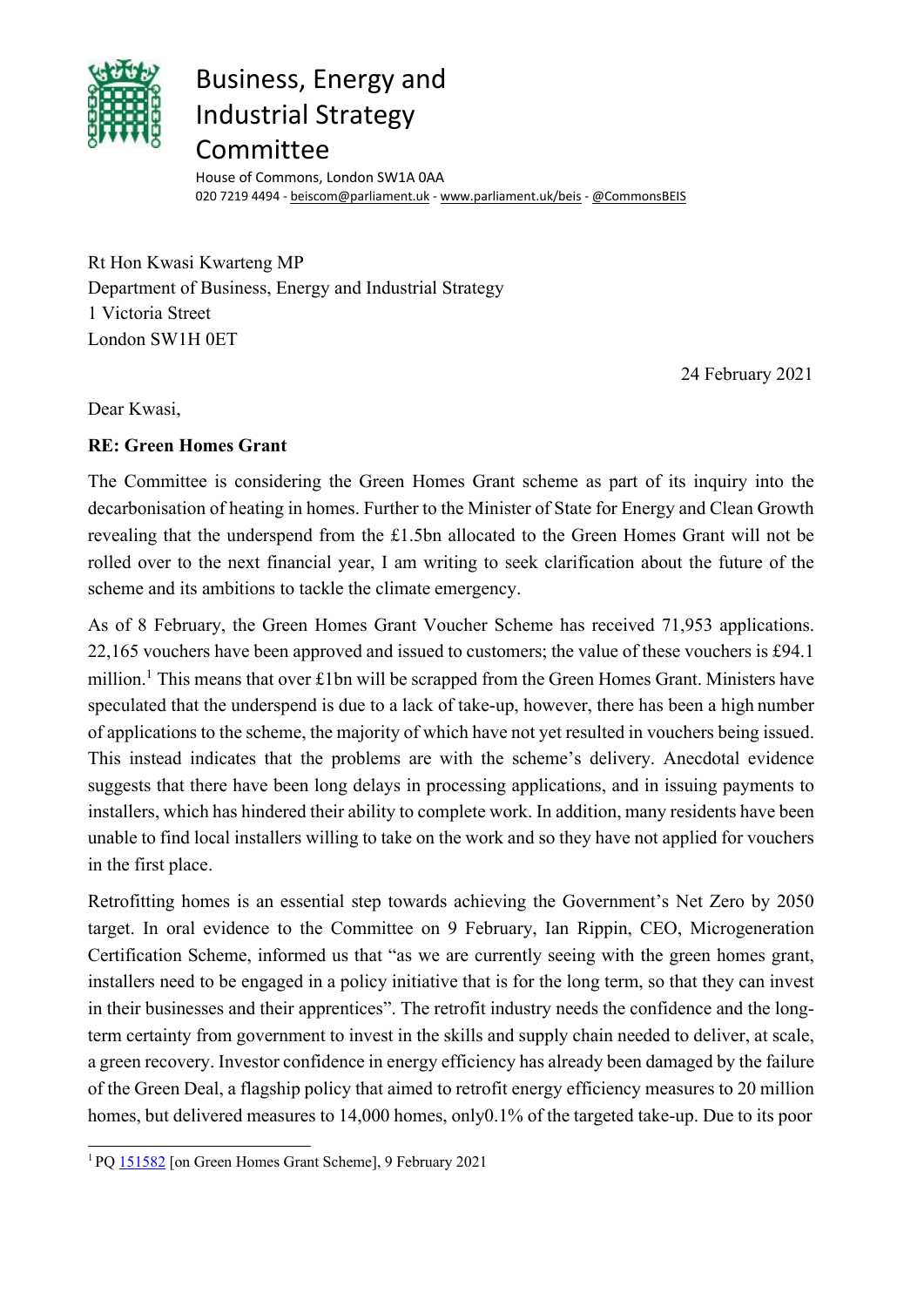# Business, Energy and Industrial Strategy Committee

House of Commons, London SW1A 0AA
020 7219 4494 - beiscom@parliament.uk - www.parliament.uk/beis - @CommonsBEIS

Rt Hon Kwasi Kwarteng MP
Department of Business, Energy and Industrial Strategy
1 Victoria Street
London SW1H 0ET

24 February 2021

Dear Kwasi,

**RE: Green Homes Grant**

The Committee is considering the Green Homes Grant scheme as part of its inquiry into the decarbonisation of heating in homes. Further to the Minister of State for Energy and Clean Growth revealing that the underspend from the £1.5bn allocated to the Green Homes Grant will not be rolled over to the next financial year, I am writing to seek clarification about the future of the scheme and its ambitions to tackle the climate emergency.

As of 8 February, the Green Homes Grant Voucher Scheme has received 71,953 applications. 22,165 vouchers have been approved and issued to customers; the value of these vouchers is £94.1 million.[1] This means that over £1bn will be scrapped from the Green Homes Grant. Ministers have speculated that the underspend is due to a lack of take-up, however, there has been a high number of applications to the scheme, the majority of which have not yet resulted in vouchers being issued. This instead indicates that the problems are with the scheme's delivery. Anecdotal evidence suggests that there have been long delays in processing applications, and in issuing payments to installers, which has hindered their ability to complete work. In addition, many residents have been unable to find local installers willing to take on the work and so they have not applied for vouchers in the first place.

Retrofitting homes is an essential step towards achieving the Government's Net Zero by 2050 target. In oral evidence to the Committee on 9 February, Ian Rippin, CEO, Microgeneration Certification Scheme, informed us that "as we are currently seeing with the green homes grant, installers need to be engaged in a policy initiative that is for the long term, so that they can invest in their businesses and their apprentices". The retrofit industry needs the confidence and the long-term certainty from government to invest in the skills and supply chain needed to deliver, at scale, a green recovery. Investor confidence in energy efficiency has already been damaged by the failure of the Green Deal, a flagship policy that aimed to retrofit energy efficiency measures to 20 million homes, but delivered measures to 14,000 homes, only0.1% of the targeted take-up. Due to its poor

[1] PQ 151582 [on Green Homes Grant Scheme], 9 February 2021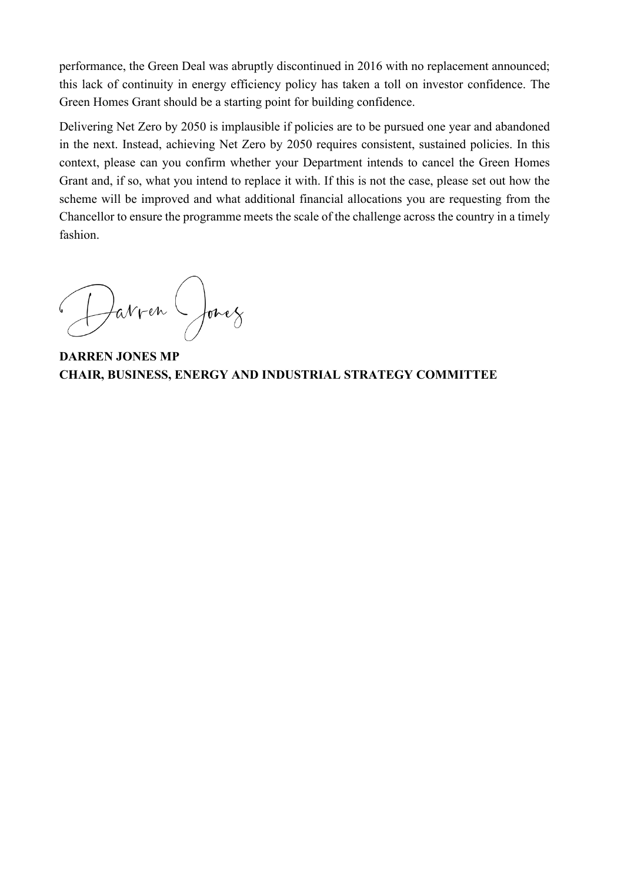performance, the Green Deal was abruptly discontinued in 2016 with no replacement announced; this lack of continuity in energy efficiency policy has taken a toll on investor confidence. The Green Homes Grant should be a starting point for building confidence.

Delivering Net Zero by 2050 is implausible if policies are to be pursued one year and abandoned in the next. Instead, achieving Net Zero by 2050 requires consistent, sustained policies. In this context, please can you confirm whether your Department intends to cancel the Green Homes Grant and, if so, what you intend to replace it with. If this is not the case, please set out how the scheme will be improved and what additional financial allocations you are requesting from the Chancellor to ensure the programme meets the scale of the challenge across the country in a timely fashion.

Darren Jones

**DARREN JONES MP**
**CHAIR, BUSINESS, ENERGY AND INDUSTRIAL STRATEGY COMMITTEE**